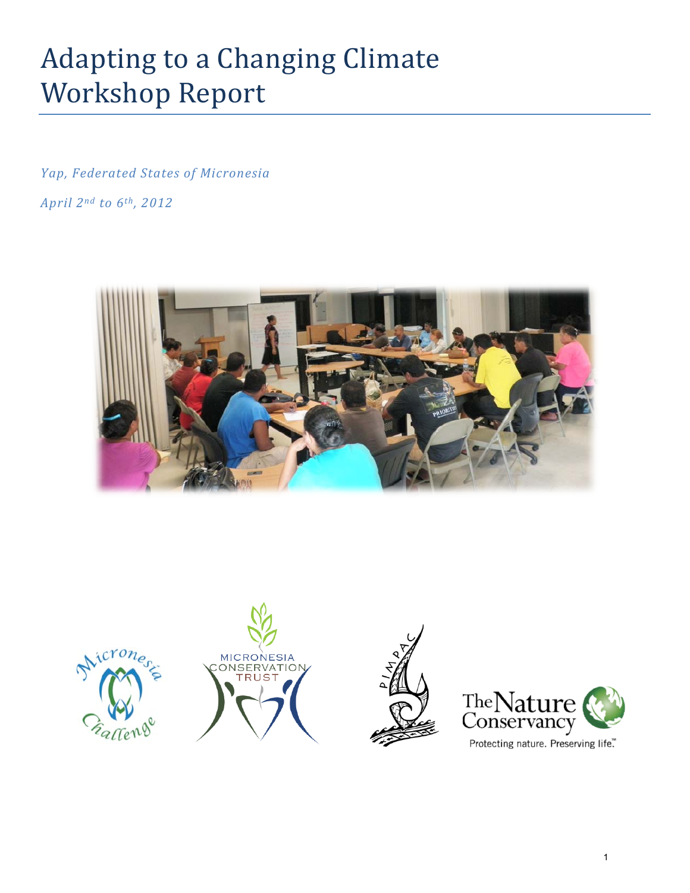# Adapting to a Changing Climate Workshop Report

*Yap, Federated States of Micronesia*

*April 2nd to 6th, 2012*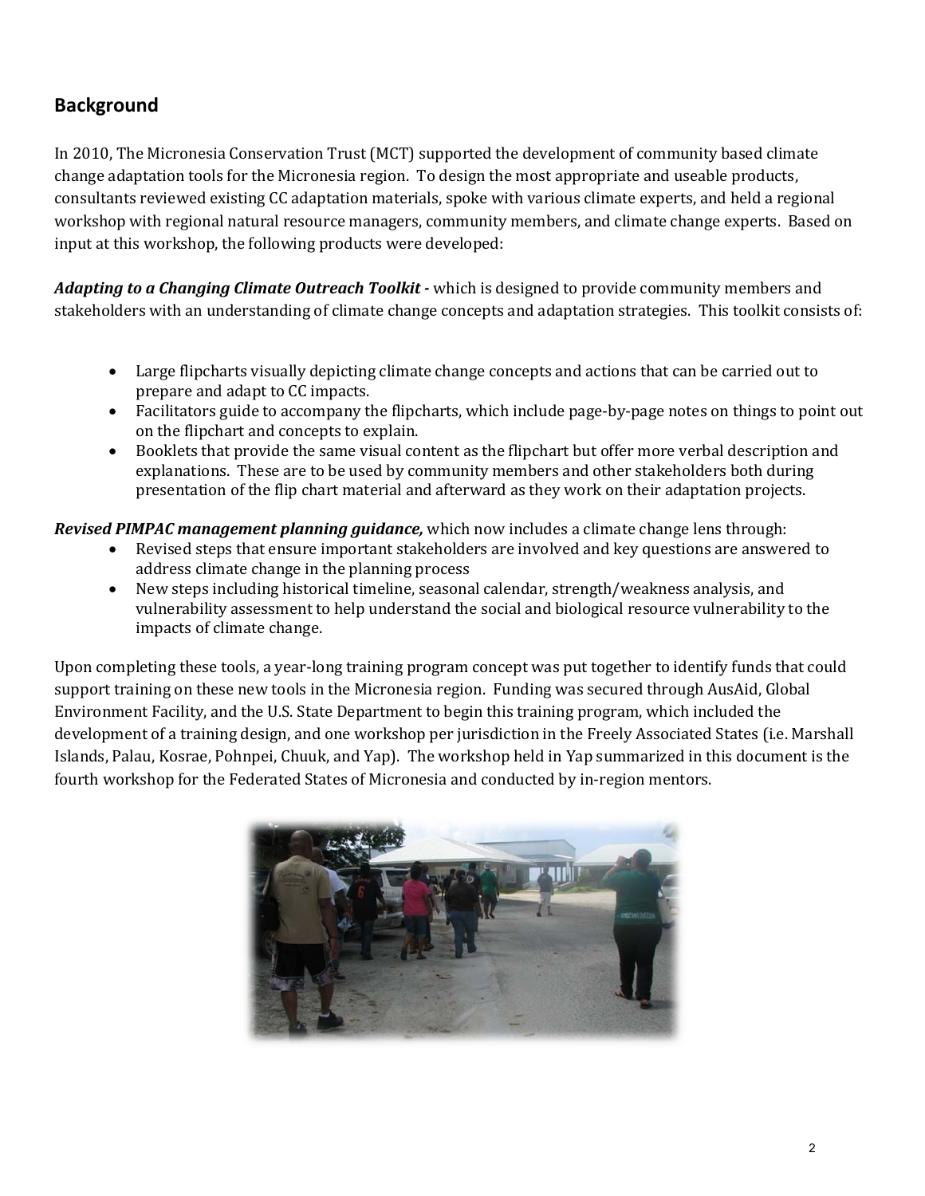## Background

In 2010, The Micronesia Conservation Trust (MCT) supported the development of community based climate change adaptation tools for the Micronesia region. To design the most appropriate and useable products, consultants reviewed existing CC adaptation materials, spoke with various climate experts, and held a regional workshop with regional natural resource managers, community members, and climate change experts. Based on input at this workshop, the following products were developed:

***Adapting to a Changing Climate Outreach Toolkit -*** which is designed to provide community members and stakeholders with an understanding of climate change concepts and adaptation strategies. This toolkit consists of:

- Large flipcharts visually depicting climate change concepts and actions that can be carried out to prepare and adapt to CC impacts.
- Facilitators guide to accompany the flipcharts, which include page-by-page notes on things to point out on the flipchart and concepts to explain.
- Booklets that provide the same visual content as the flipchart but offer more verbal description and explanations. These are to be used by community members and other stakeholders both during presentation of the flip chart material and afterward as they work on their adaptation projects.

***Revised PIMPAC management planning guidance,*** which now includes a climate change lens through:

- Revised steps that ensure important stakeholders are involved and key questions are answered to address climate change in the planning process
- New steps including historical timeline, seasonal calendar, strength/weakness analysis, and vulnerability assessment to help understand the social and biological resource vulnerability to the impacts of climate change.

Upon completing these tools, a year-long training program concept was put together to identify funds that could support training on these new tools in the Micronesia region. Funding was secured through AusAid, Global Environment Facility, and the U.S. State Department to begin this training program, which included the development of a training design, and one workshop per jurisdiction in the Freely Associated States (i.e. Marshall Islands, Palau, Kosrae, Pohnpei, Chuuk, and Yap). The workshop held in Yap summarized in this document is the fourth workshop for the Federated States of Micronesia and conducted by in-region mentors.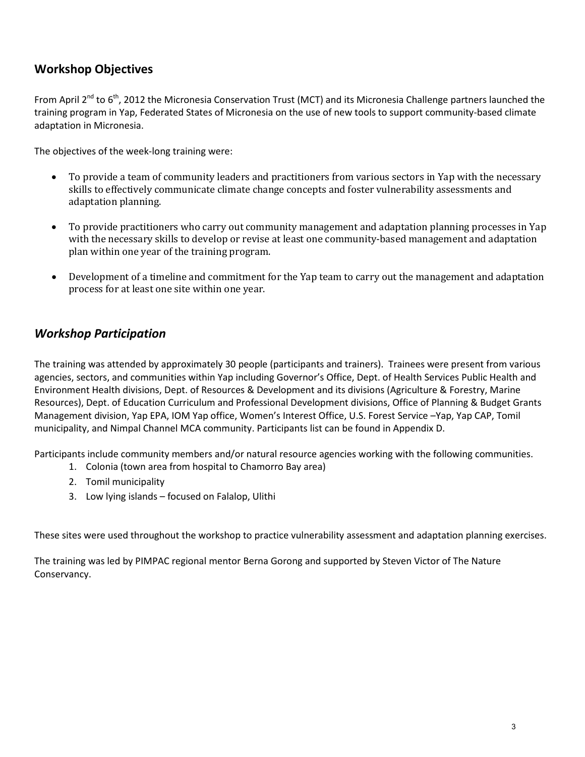## Workshop Objectives

From April 2nd to 6th, 2012 the Micronesia Conservation Trust (MCT) and its Micronesia Challenge partners launched the training program in Yap, Federated States of Micronesia on the use of new tools to support community-based climate adaptation in Micronesia.

The objectives of the week-long training were:

- To provide a team of community leaders and practitioners from various sectors in Yap with the necessary skills to effectively communicate climate change concepts and foster vulnerability assessments and adaptation planning.
- To provide practitioners who carry out community management and adaptation planning processes in Yap with the necessary skills to develop or revise at least one community-based management and adaptation plan within one year of the training program.
- Development of a timeline and commitment for the Yap team to carry out the management and adaptation process for at least one site within one year.

## *Workshop Participation*

The training was attended by approximately 30 people (participants and trainers). Trainees were present from various agencies, sectors, and communities within Yap including Governor's Office, Dept. of Health Services Public Health and Environment Health divisions, Dept. of Resources & Development and its divisions (Agriculture & Forestry, Marine Resources), Dept. of Education Curriculum and Professional Development divisions, Office of Planning & Budget Grants Management division, Yap EPA, IOM Yap office, Women's Interest Office, U.S. Forest Service –Yap, Yap CAP, Tomil municipality, and Nimpal Channel MCA community. Participants list can be found in Appendix D.

Participants include community members and/or natural resource agencies working with the following communities.

1. Colonia (town area from hospital to Chamorro Bay area)
2. Tomil municipality
3. Low lying islands – focused on Falalop, Ulithi

These sites were used throughout the workshop to practice vulnerability assessment and adaptation planning exercises.

The training was led by PIMPAC regional mentor Berna Gorong and supported by Steven Victor of The Nature Conservancy.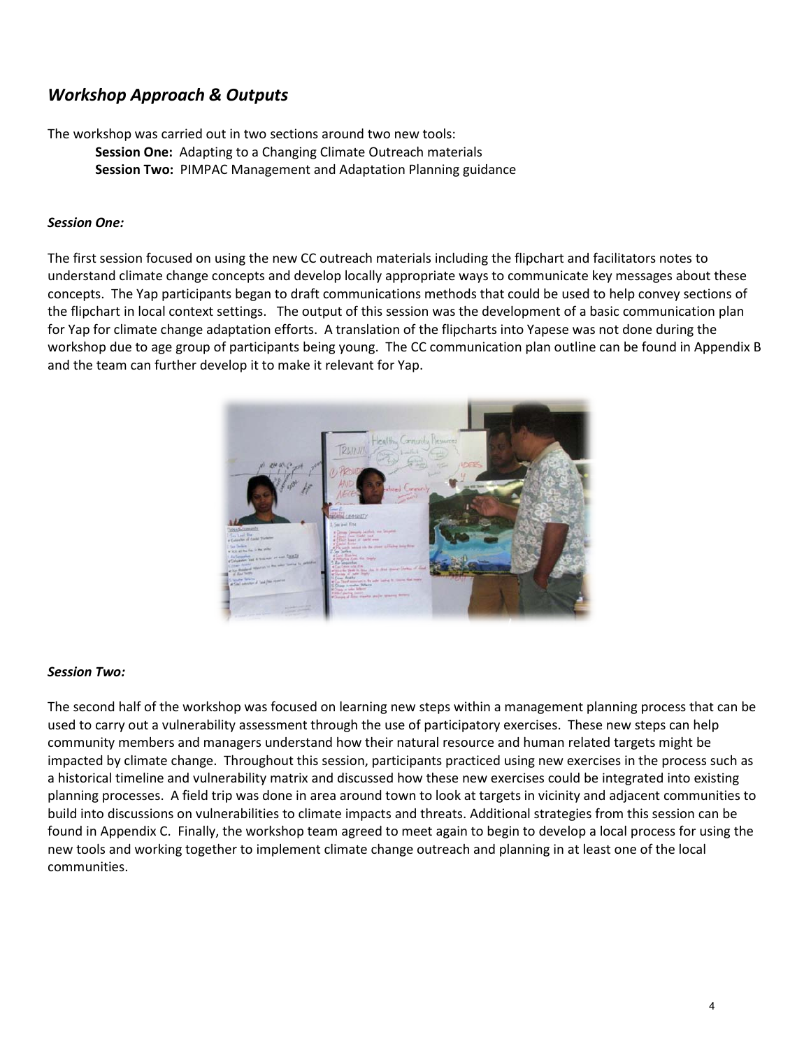## *Workshop Approach & Outputs*

The workshop was carried out in two sections around two new tools:

**Session One:** Adapting to a Changing Climate Outreach materials
**Session Two:** PIMPAC Management and Adaptation Planning guidance

### *Session One:*

The first session focused on using the new CC outreach materials including the flipchart and facilitators notes to understand climate change concepts and develop locally appropriate ways to communicate key messages about these concepts. The Yap participants began to draft communications methods that could be used to help convey sections of the flipchart in local context settings. The output of this session was the development of a basic communication plan for Yap for climate change adaptation efforts. A translation of the flipcharts into Yapese was not done during the workshop due to age group of participants being young. The CC communication plan outline can be found in Appendix B and the team can further develop it to make it relevant for Yap.

### *Session Two:*

The second half of the workshop was focused on learning new steps within a management planning process that can be used to carry out a vulnerability assessment through the use of participatory exercises. These new steps can help community members and managers understand how their natural resource and human related targets might be impacted by climate change. Throughout this session, participants practiced using new exercises in the process such as a historical timeline and vulnerability matrix and discussed how these new exercises could be integrated into existing planning processes. A field trip was done in area around town to look at targets in vicinity and adjacent communities to build into discussions on vulnerabilities to climate impacts and threats. Additional strategies from this session can be found in Appendix C. Finally, the workshop team agreed to meet again to begin to develop a local process for using the new tools and working together to implement climate change outreach and planning in at least one of the local communities.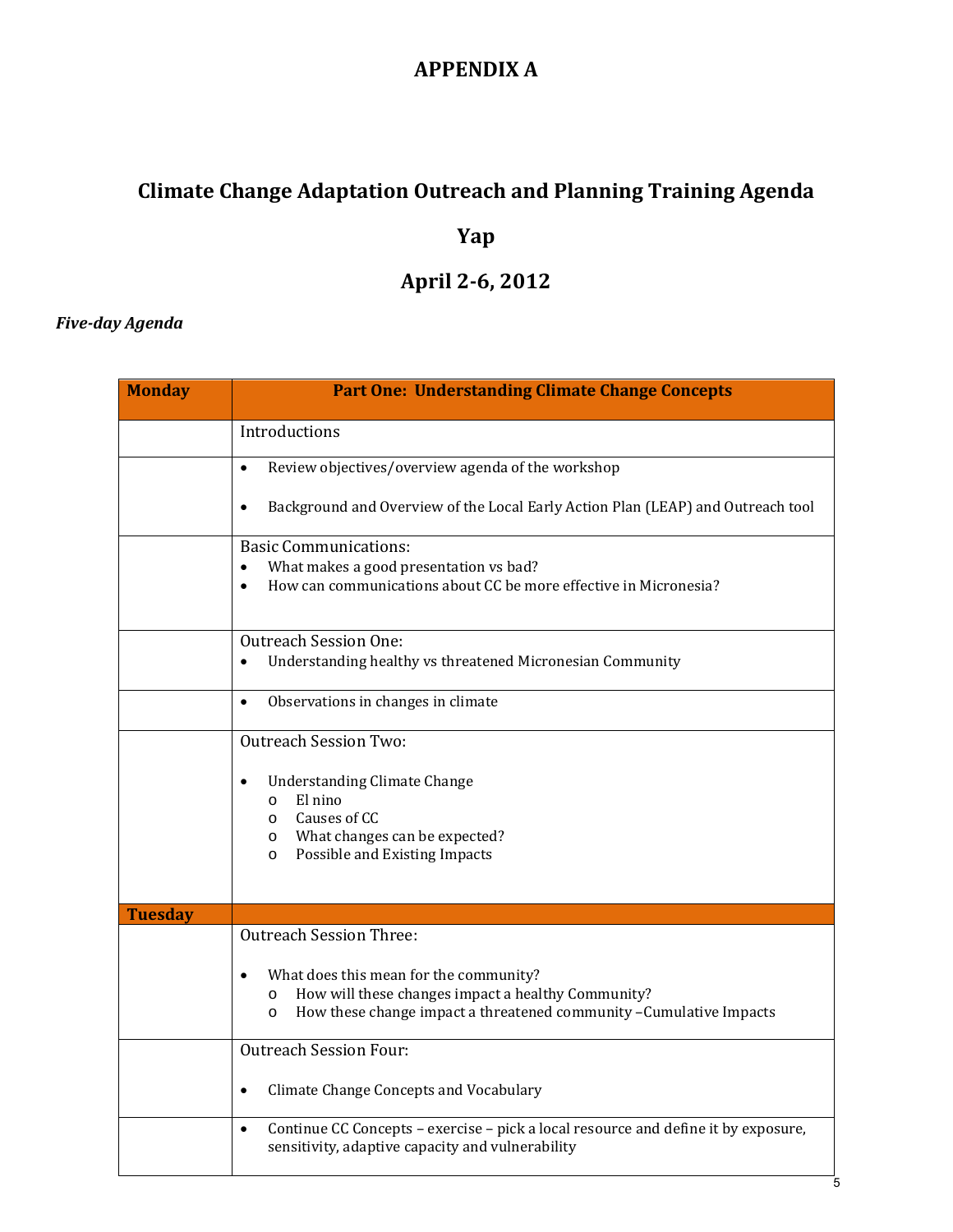# APPENDIX A

## Climate Change Adaptation Outreach and Planning Training Agenda

## Yap

## April 2-6, 2012

***Five-day Agenda***

| **Monday** | **Part One: Understanding Climate Change Concepts** |
|---|---|
| | Introductions |
| | • Review objectives/overview agenda of the workshop<br>• Background and Overview of the Local Early Action Plan (LEAP) and Outreach tool |
| | Basic Communications:<br>• What makes a good presentation vs bad?<br>• How can communications about CC be more effective in Micronesia? |
| | Outreach Session One:<br>• Understanding healthy vs threatened Micronesian Community |
| | • Observations in changes in climate |
| | Outreach Session Two:<br>• Understanding Climate Change<br>  o El nino<br>  o Causes of CC<br>  o What changes can be expected?<br>  o Possible and Existing Impacts |
| **Tuesday** | |
| | Outreach Session Three:<br>• What does this mean for the community?<br>  o How will these changes impact a healthy Community?<br>  o How these change impact a threatened community –Cumulative Impacts |
| | Outreach Session Four:<br>• Climate Change Concepts and Vocabulary |
| | • Continue CC Concepts – exercise – pick a local resource and define it by exposure, sensitivity, adaptive capacity and vulnerability |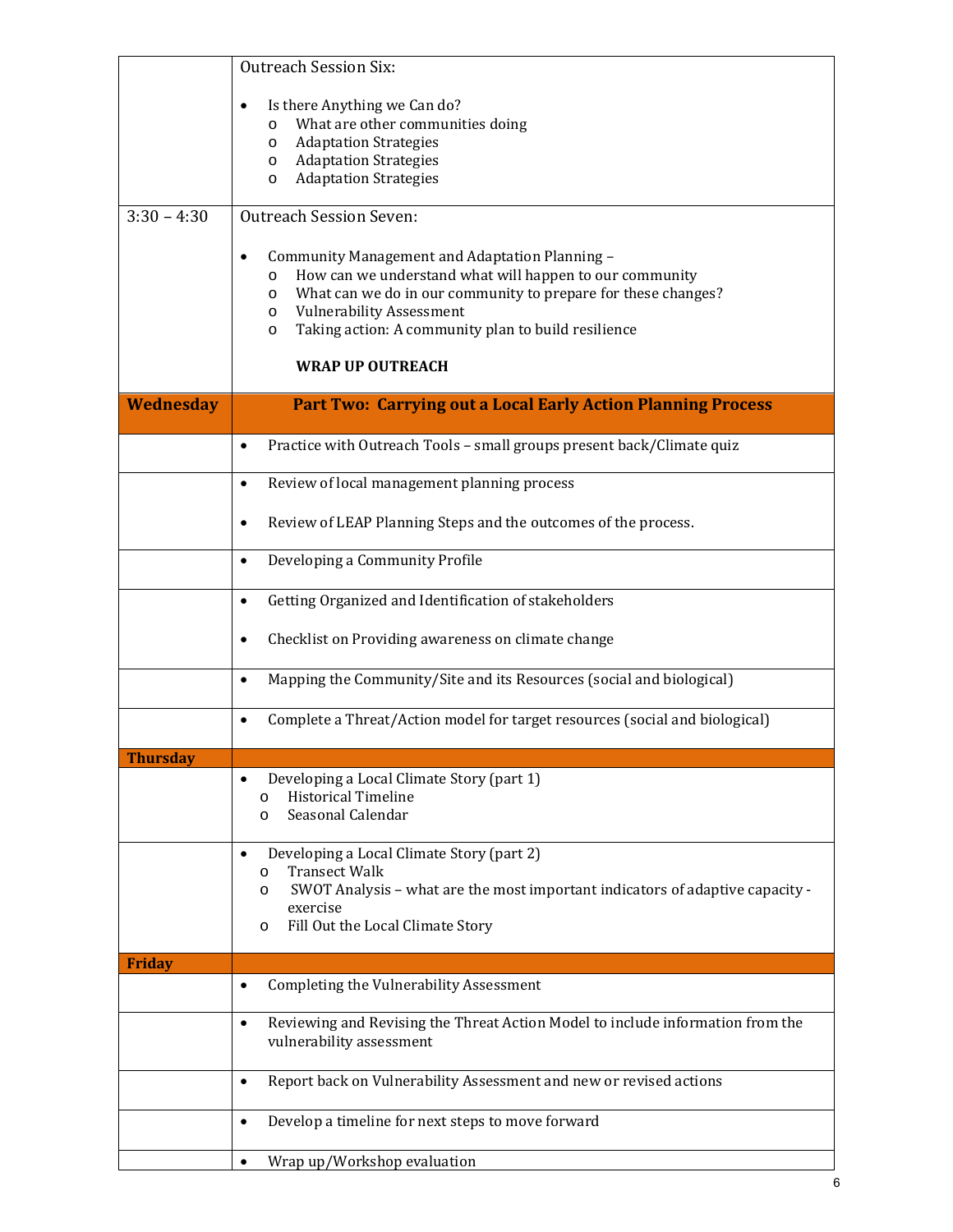| | |
|---|---|
| | Outreach Session Six:<br><br>• Is there Anything we Can do?<br>  o What are other communities doing<br>  o Adaptation Strategies<br>  o Adaptation Strategies<br>  o Adaptation Strategies |
| 3:30 – 4:30 | Outreach Session Seven:<br><br>• Community Management and Adaptation Planning –<br>  o How can we understand what will happen to our community<br>  o What can we do in our community to prepare for these changes?<br>  o Vulnerability Assessment<br>  o Taking action: A community plan to build resilience<br><br>**WRAP UP OUTREACH** |
| **Wednesday** | **Part Two: Carrying out a Local Early Action Planning Process** |
| | • Practice with Outreach Tools – small groups present back/Climate quiz |
| | • Review of local management planning process<br><br>• Review of LEAP Planning Steps and the outcomes of the process. |
| | • Developing a Community Profile |
| | • Getting Organized and Identification of stakeholders<br><br>• Checklist on Providing awareness on climate change |
| | • Mapping the Community/Site and its Resources (social and biological) |
| | • Complete a Threat/Action model for target resources (social and biological) |
| **Thursday** | |
| | • Developing a Local Climate Story (part 1)<br>  o Historical Timeline<br>  o Seasonal Calendar |
| | • Developing a Local Climate Story (part 2)<br>  o Transect Walk<br>  o SWOT Analysis – what are the most important indicators of adaptive capacity - exercise<br>  o Fill Out the Local Climate Story |
| **Friday** | |
| | • Completing the Vulnerability Assessment |
| | • Reviewing and Revising the Threat Action Model to include information from the vulnerability assessment |
| | • Report back on Vulnerability Assessment and new or revised actions |
| | • Develop a timeline for next steps to move forward |
| | • Wrap up/Workshop evaluation |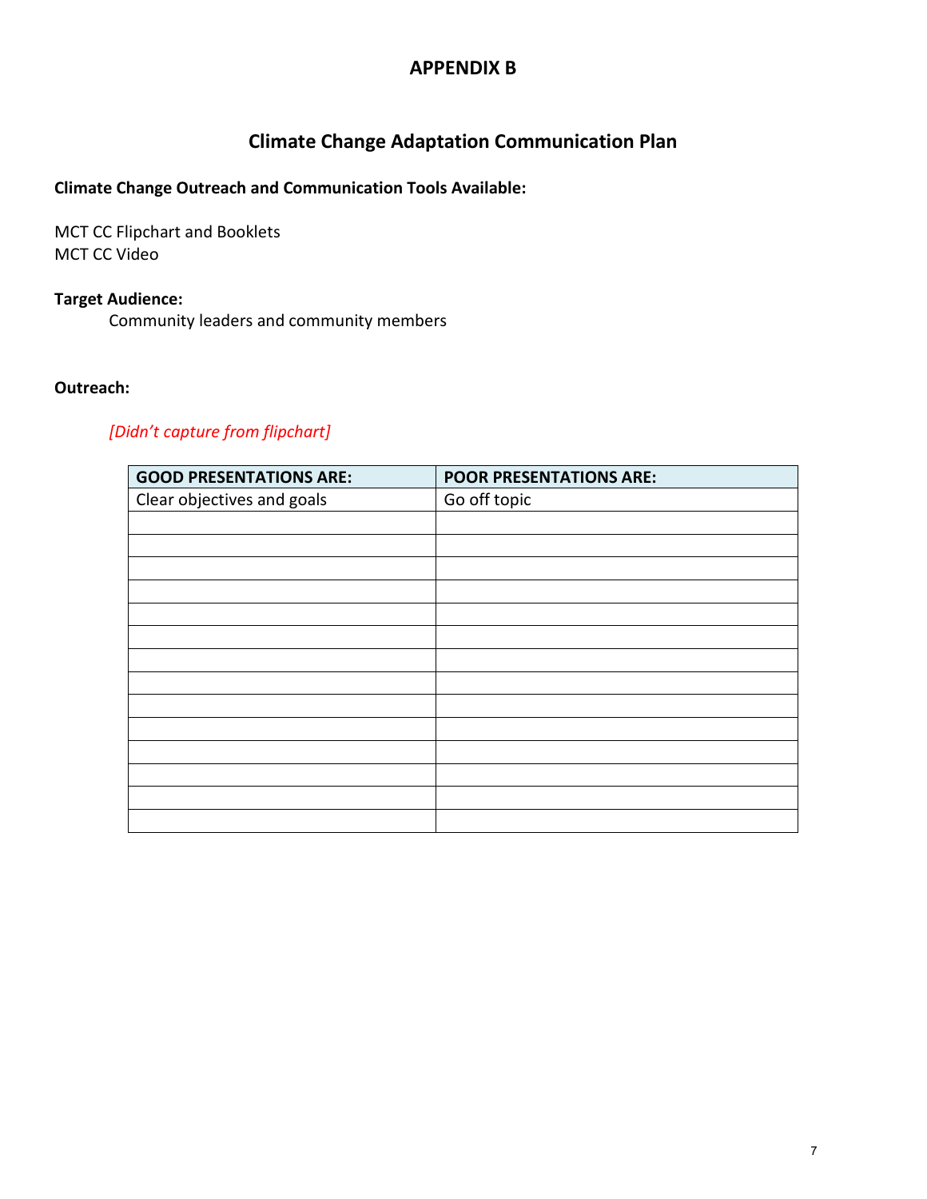# APPENDIX B

## Climate Change Adaptation Communication Plan

**Climate Change Outreach and Communication Tools Available:**

MCT CC Flipchart and Booklets
MCT CC Video

**Target Audience:**

Community leaders and community members

**Outreach:**

*[Didn't capture from flipchart]*

| GOOD PRESENTATIONS ARE: | POOR PRESENTATIONS ARE: |
|---|---|
| Clear objectives and goals | Go off topic |
| | |
| | |
| | |
| | |
| | |
| | |
| | |
| | |
| | |
| | |
| | |
| | |
| | |
| | |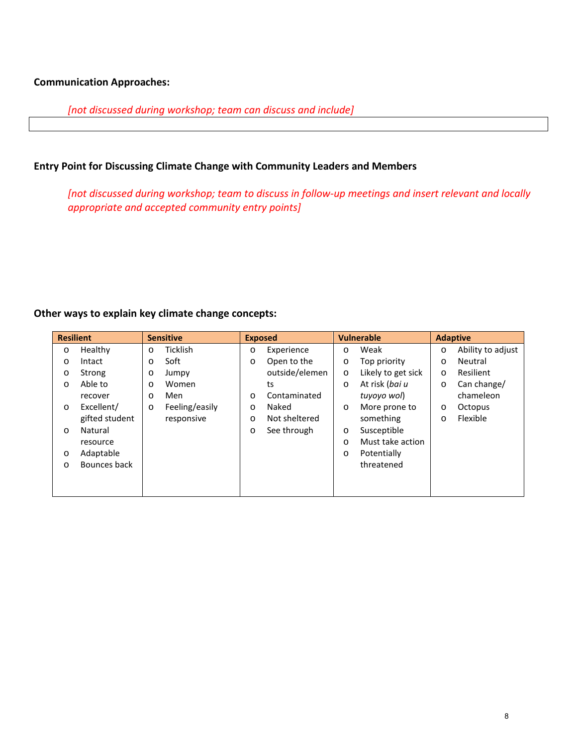**Communication Approaches:**

*[not discussed during workshop; team can discuss and include]*

**Entry Point for Discussing Climate Change with Community Leaders and Members**

*[not discussed during workshop; team to discuss in follow-up meetings and insert relevant and locally appropriate and accepted community entry points]*

**Other ways to explain key climate change concepts:**

| Resilient | Sensitive | Exposed | Vulnerable | Adaptive |
|---|---|---|---|---|
| <ul><li>Healthy</li><li>Intact</li><li>Strong</li><li>Able to recover</li><li>Excellent/ gifted student</li><li>Natural resource</li><li>Adaptable</li><li>Bounces back</li></ul> | <ul><li>Ticklish</li><li>Soft</li><li>Jumpy</li><li>Women</li><li>Men</li><li>Feeling/easily responsive</li></ul> | <ul><li>Experience</li><li>Open to the outside/elements</li><li>Contaminated</li><li>Naked</li><li>Not sheltered</li><li>See through</li></ul> | <ul><li>Weak</li><li>Top priority</li><li>Likely to get sick</li><li>At risk (*bai u tuyoyo wol*)</li><li>More prone to something</li><li>Susceptible</li><li>Must take action</li><li>Potentially threatened</li></ul> | <ul><li>Ability to adjust</li><li>Neutral</li><li>Resilient</li><li>Can change/ chameleon</li><li>Octopus</li><li>Flexible</li></ul> |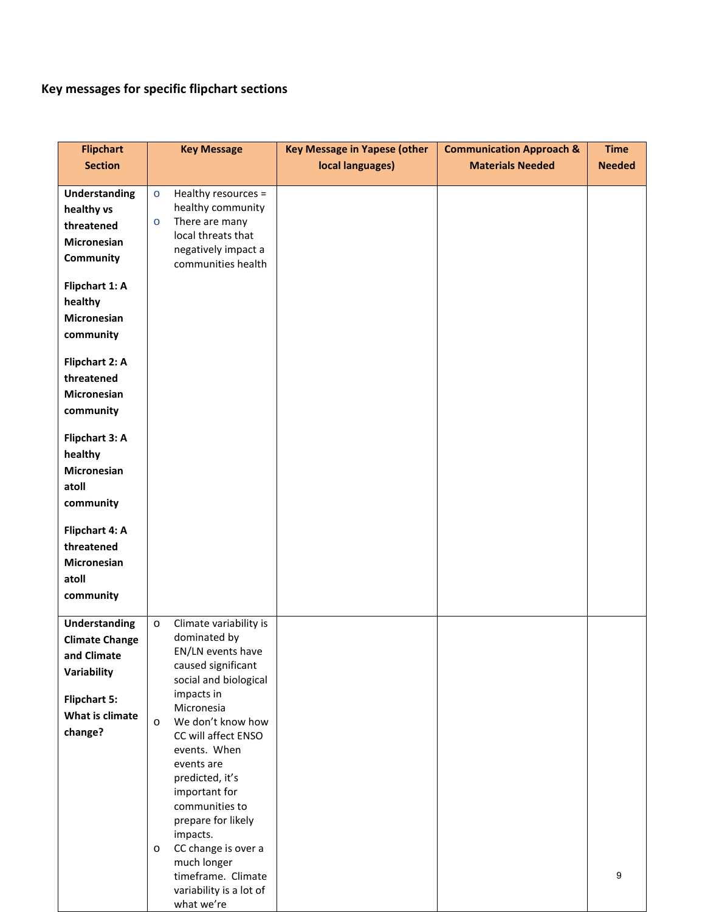**Key messages for specific flipchart sections**

| Flipchart Section | Key Message | Key Message in Yapese (other local languages) | Communication Approach & Materials Needed | Time Needed |
|---|---|---|---|---|
| **Understanding healthy vs threatened Micronesian Community**<br><br>**Flipchart 1: A healthy Micronesian community**<br><br>**Flipchart 2: A threatened Micronesian community**<br><br>**Flipchart 3: A healthy Micronesian atoll community**<br><br>**Flipchart 4: A threatened Micronesian atoll community** | o Healthy resources = healthy community<br>o There are many local threats that negatively impact a communities health | | | |
| **Understanding Climate Change and Climate Variability**<br><br>**Flipchart 5: What is climate change?** | o Climate variability is dominated by EN/LN events have caused significant social and biological impacts in Micronesia<br>o We don't know how CC will affect ENSO events. When events are predicted, it's important for communities to prepare for likely impacts.<br>o CC change is over a much longer timeframe. Climate variability is a lot of what we're | | | |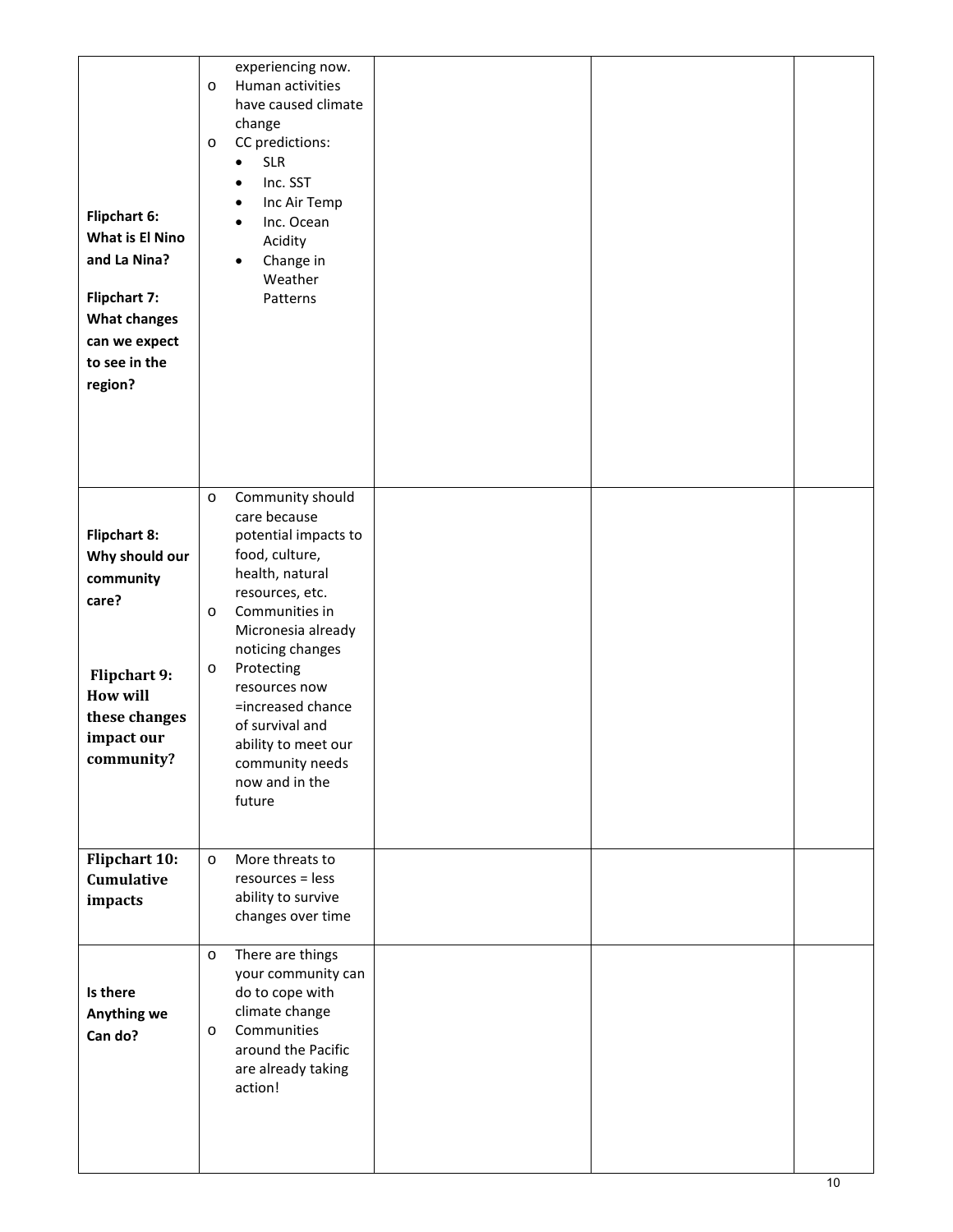| | | | | |
|---|---|---|---|---|
| **Flipchart 6: What is El Nino and La Nina?**<br><br>**Flipchart 7: What changes can we expect to see in the region?** | experiencing now.<br>o Human activities have caused climate change<br>o CC predictions:<br>• SLR<br>• Inc. SST<br>• Inc Air Temp<br>• Inc. Ocean Acidity<br>• Change in Weather Patterns | | | |
| **Flipchart 8: Why should our community care?**<br><br>**Flipchart 9: How will these changes impact our community?** | o Community should care because potential impacts to food, culture, health, natural resources, etc.<br>o Communities in Micronesia already noticing changes<br>o Protecting resources now =increased chance of survival and ability to meet our community needs now and in the future | | | |
| **Flipchart 10: Cumulative impacts** | o More threats to resources = less ability to survive changes over time | | | |
| **Is there Anything we Can do?** | o There are things your community can do to cope with climate change<br>o Communities around the Pacific are already taking action! | | | |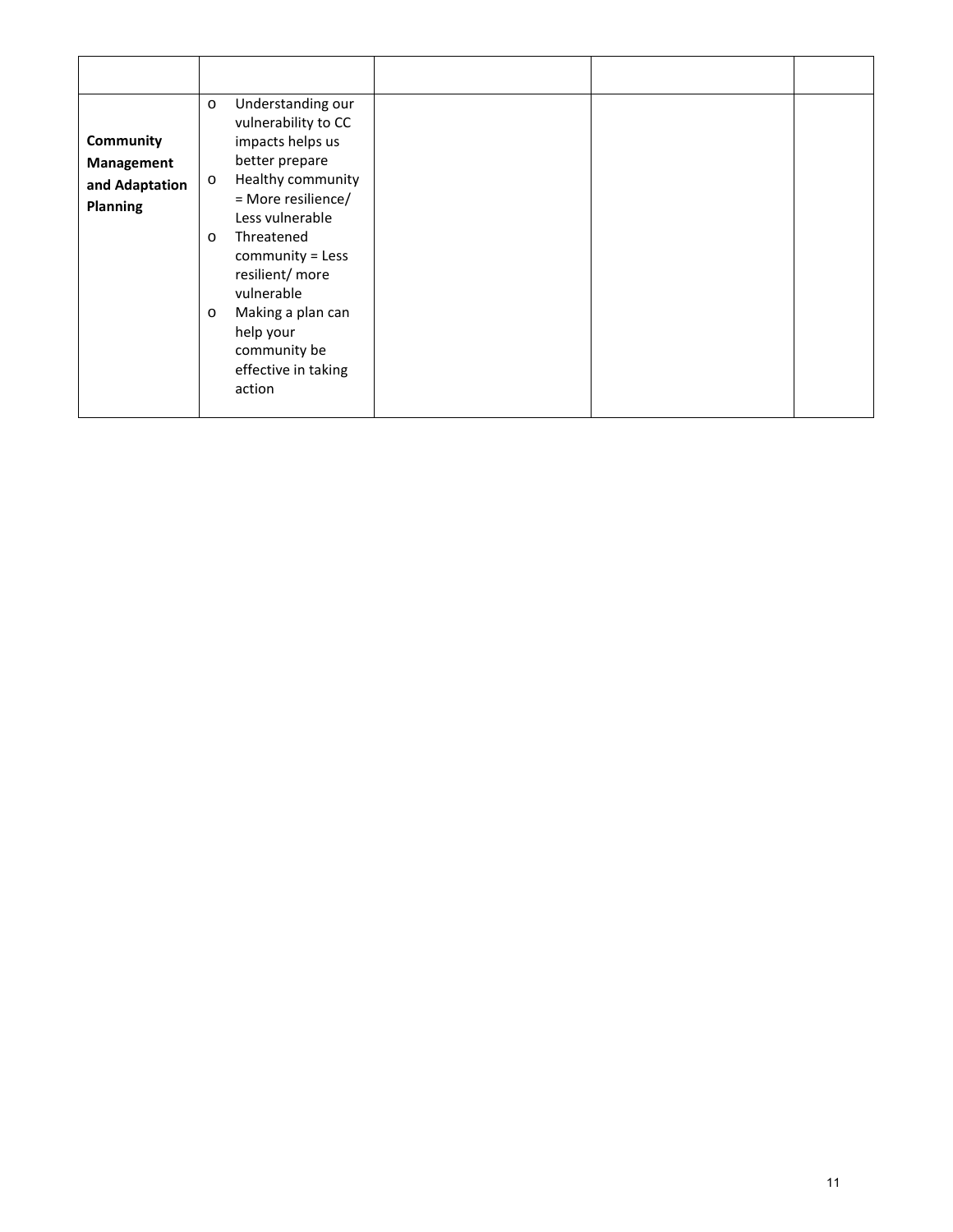| | | | | |
|---|---|---|---|---|
| **Community Management and Adaptation Planning** | o Understanding our vulnerability to CC impacts helps us better prepare<br>o Healthy community = More resilience/ Less vulnerable<br>o Threatened community = Less resilient/ more vulnerable<br>o Making a plan can help your community be effective in taking action | | | |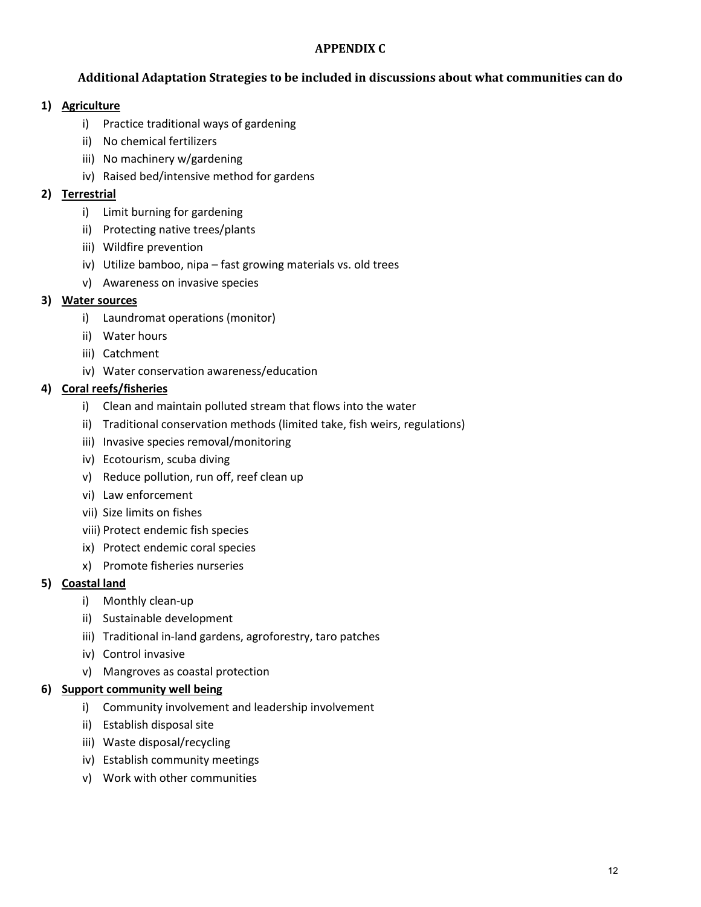# APPENDIX C

## Additional Adaptation Strategies to be included in discussions about what communities can do

1) **Agriculture**
    i) Practice traditional ways of gardening
    ii) No chemical fertilizers
    iii) No machinery w/gardening
    iv) Raised bed/intensive method for gardens
2) **Terrestrial**
    i) Limit burning for gardening
    ii) Protecting native trees/plants
    iii) Wildfire prevention
    iv) Utilize bamboo, nipa – fast growing materials vs. old trees
    v) Awareness on invasive species
3) **Water sources**
    i) Laundromat operations (monitor)
    ii) Water hours
    iii) Catchment
    iv) Water conservation awareness/education
4) **Coral reefs/fisheries**
    i) Clean and maintain polluted stream that flows into the water
    ii) Traditional conservation methods (limited take, fish weirs, regulations)
    iii) Invasive species removal/monitoring
    iv) Ecotourism, scuba diving
    v) Reduce pollution, run off, reef clean up
    vi) Law enforcement
    vii) Size limits on fishes
    viii) Protect endemic fish species
    ix) Protect endemic coral species
    x) Promote fisheries nurseries
5) **Coastal land**
    i) Monthly clean-up
    ii) Sustainable development
    iii) Traditional in-land gardens, agroforestry, taro patches
    iv) Control invasive
    v) Mangroves as coastal protection
6) **Support community well being**
    i) Community involvement and leadership involvement
    ii) Establish disposal site
    iii) Waste disposal/recycling
    iv) Establish community meetings
    v) Work with other communities